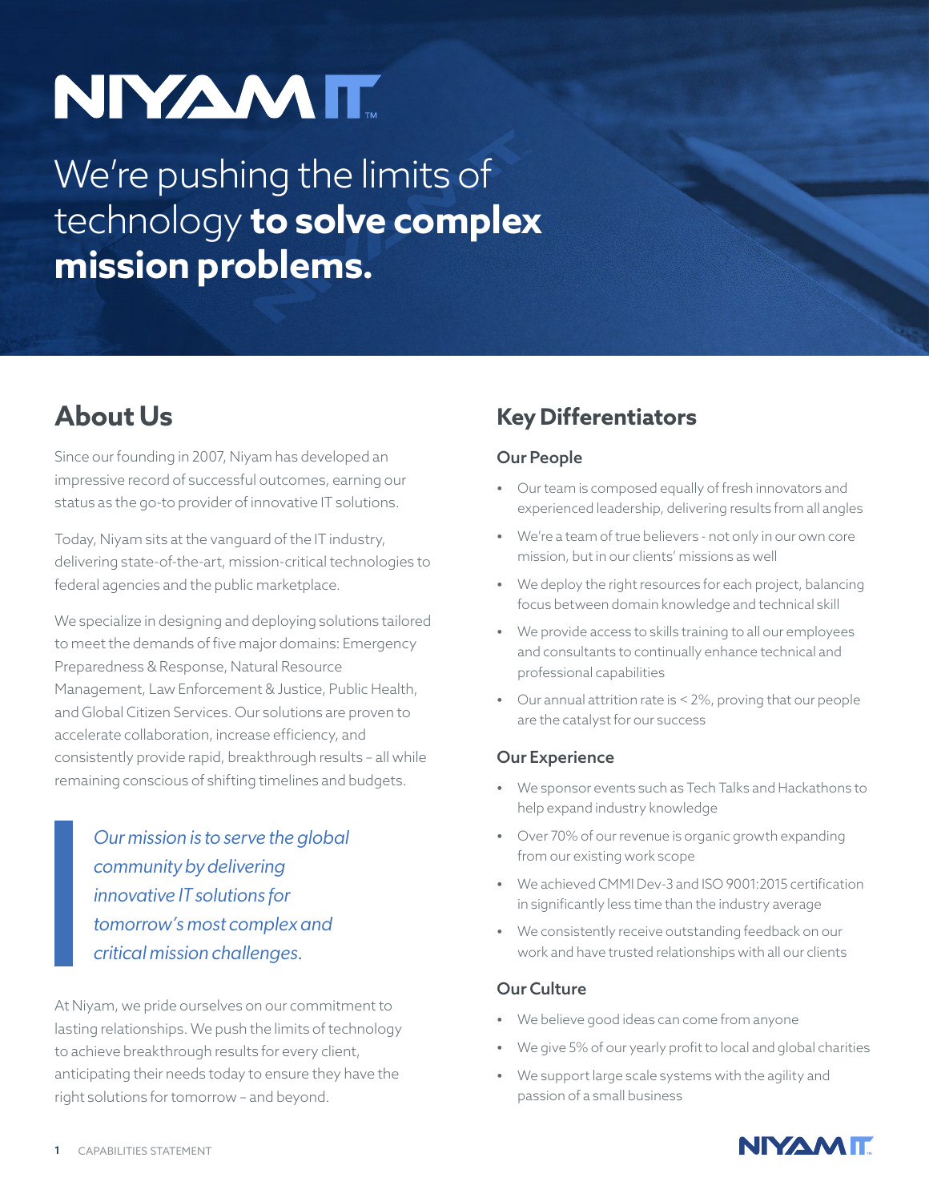# NIYAM IT™

We're pushing the limits of technology **to solve complex mission problems.**

## About Us

Since our founding in 2007, Niyam has developed an impressive record of successful outcomes, earning our status as the go-to provider of innovative IT solutions.

Today, Niyam sits at the vanguard of the IT industry, delivering state-of-the-art, mission-critical technologies to federal agencies and the public marketplace.

We specialize in designing and deploying solutions tailored to meet the demands of five major domains: Emergency Preparedness & Response, Natural Resource Management, Law Enforcement & Justice, Public Health, and Global Citizen Services. Our solutions are proven to accelerate collaboration, increase efficiency, and consistently provide rapid, breakthrough results – all while remaining conscious of shifting timelines and budgets.

> *Our mission is to serve the global community by delivering innovative IT solutions for tomorrow's most complex and critical mission challenges.*

At Niyam, we pride ourselves on our commitment to lasting relationships. We push the limits of technology to achieve breakthrough results for every client, anticipating their needs today to ensure they have the right solutions for tomorrow – and beyond.

## Key Differentiators

### Our People

- Our team is composed equally of fresh innovators and experienced leadership, delivering results from all angles
- We're a team of true believers - not only in our own core mission, but in our clients' missions as well
- We deploy the right resources for each project, balancing focus between domain knowledge and technical skill
- We provide access to skills training to all our employees and consultants to continually enhance technical and professional capabilities
- Our annual attrition rate is < 2%, proving that our people are the catalyst for our success

### Our Experience

- We sponsor events such as Tech Talks and Hackathons to help expand industry knowledge
- Over 70% of our revenue is organic growth expanding from our existing work scope
- We achieved CMMI Dev-3 and ISO 9001:2015 certification in significantly less time than the industry average
- We consistently receive outstanding feedback on our work and have trusted relationships with all our clients

### Our Culture

- We believe good ideas can come from anyone
- We give 5% of our yearly profit to local and global charities
- We support large scale systems with the agility and passion of a small business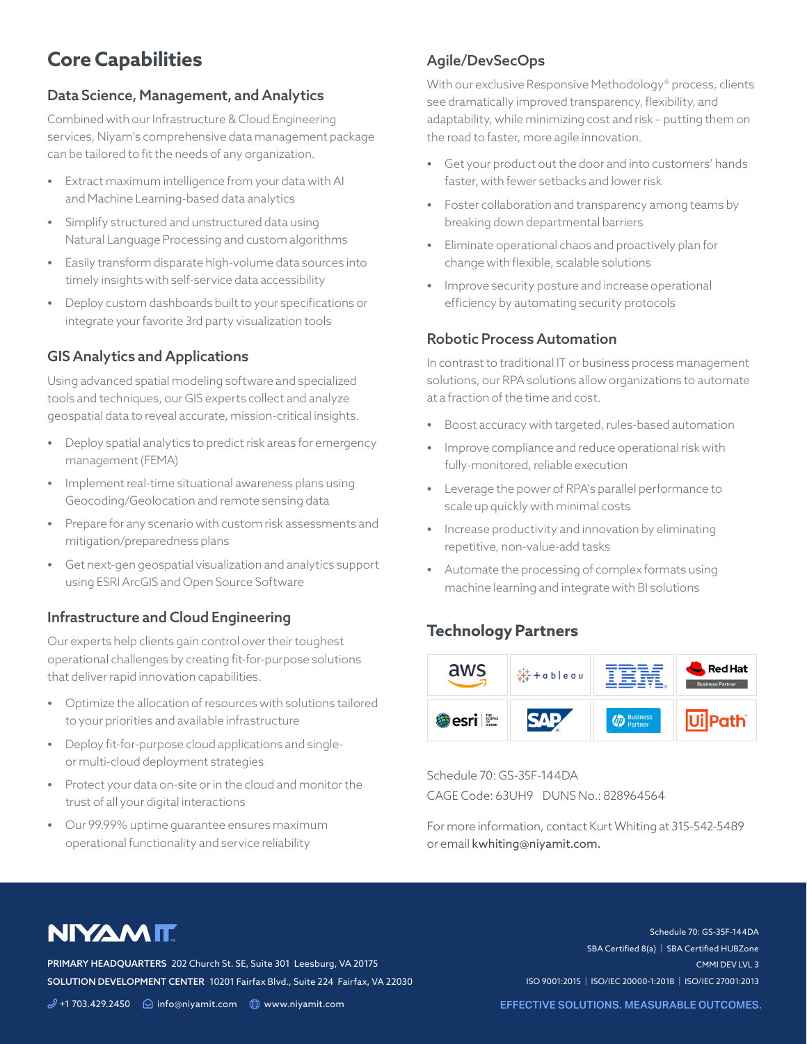# Core Capabilities

## Data Science, Management, and Analytics

Combined with our Infrastructure & Cloud Engineering services, Niyam's comprehensive data management package can be tailored to fit the needs of any organization.

- Extract maximum intelligence from your data with AI and Machine Learning-based data analytics
- Simplify structured and unstructured data using Natural Language Processing and custom algorithms
- Easily transform disparate high-volume data sources into timely insights with self-service data accessibility
- Deploy custom dashboards built to your specifications or integrate your favorite 3rd party visualization tools

## GIS Analytics and Applications

Using advanced spatial modeling software and specialized tools and techniques, our GIS experts collect and analyze geospatial data to reveal accurate, mission-critical insights.

- Deploy spatial analytics to predict risk areas for emergency management (FEMA)
- Implement real-time situational awareness plans using Geocoding/Geolocation and remote sensing data
- Prepare for any scenario with custom risk assessments and mitigation/preparedness plans
- Get next-gen geospatial visualization and analytics support using ESRI ArcGIS and Open Source Software

## Infrastructure and Cloud Engineering

Our experts help clients gain control over their toughest operational challenges by creating fit-for-purpose solutions that deliver rapid innovation capabilities.

- Optimize the allocation of resources with solutions tailored to your priorities and available infrastructure
- Deploy fit-for-purpose cloud applications and single- or multi-cloud deployment strategies
- Protect your data on-site or in the cloud and monitor the trust of all your digital interactions
- Our 99.99% uptime guarantee ensures maximum operational functionality and service reliability

## Agile/DevSecOps

With our exclusive Responsive Methodology® process, clients see dramatically improved transparency, flexibility, and adaptability, while minimizing cost and risk – putting them on the road to faster, more agile innovation.

- Get your product out the door and into customers' hands faster, with fewer setbacks and lower risk
- Foster collaboration and transparency among teams by breaking down departmental barriers
- Eliminate operational chaos and proactively plan for change with flexible, scalable solutions
- Improve security posture and increase operational efficiency by automating security protocols

## Robotic Process Automation

In contrast to traditional IT or business process management solutions, our RPA solutions allow organizations to automate at a fraction of the time and cost.

- Boost accuracy with targeted, rules-based automation
- Improve compliance and reduce operational risk with fully-monitored, reliable execution
- Leverage the power of RPA's parallel performance to scale up quickly with minimal costs
- Increase productivity and innovation by eliminating repetitive, non-value-add tasks
- Automate the processing of complex formats using machine learning and integrate with BI solutions

# Technology Partners

aws | tableau | IBM | Red Hat Business Partner | esri | SAP | hp Business Partner | UiPath

Schedule 70: GS-35F-144DA
CAGE Code: 63UH9 DUNS No.: 828964564

For more information, contact Kurt Whiting at 315-542-5489 or email kwhiting@niyamit.com.

NIYAM IT

**PRIMARY HEADQUARTERS** 202 Church St. SE, Suite 301 Leesburg, VA 20175
**SOLUTION DEVELOPMENT CENTER** 10201 Fairfax Blvd., Suite 224 Fairfax, VA 22030

+1 703.429.2450 | info@niyamit.com | www.niyamit.com

Schedule 70: GS-35F-144DA
SBA Certified 8(a) | SBA Certified HUBZone
CMMI DEV LVL 3
ISO 9001:2015 | ISO/IEC 20000-1:2018 | ISO/IEC 27001:2013

EFFECTIVE SOLUTIONS. MEASURABLE OUTCOMES.